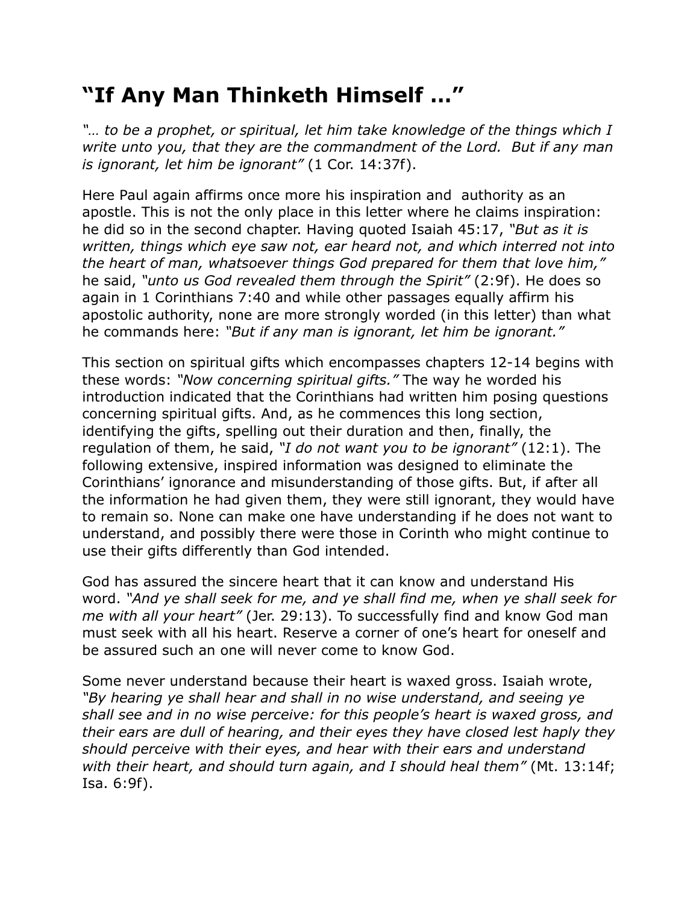# "If Any Man Thinketh Himself …"

*"… to be a prophet, or spiritual, let him take knowledge of the things which I write unto you, that they are the commandment of the Lord. But if any man is ignorant, let him be ignorant"* (1 Cor. 14:37f).

Here Paul again affirms once more his inspiration and authority as an apostle. This is not the only place in this letter where he claims inspiration: he did so in the second chapter. Having quoted Isaiah 45:17, *"But as it is written, things which eye saw not, ear heard not, and which interred not into the heart of man, whatsoever things God prepared for them that love him,"* he said, *"unto us God revealed them through the Spirit"* (2:9f). He does so again in 1 Corinthians 7:40 and while other passages equally affirm his apostolic authority, none are more strongly worded (in this letter) than what he commands here: *"But if any man is ignorant, let him be ignorant."*

This section on spiritual gifts which encompasses chapters 12-14 begins with these words: *"Now concerning spiritual gifts."* The way he worded his introduction indicated that the Corinthians had written him posing questions concerning spiritual gifts. And, as he commences this long section, identifying the gifts, spelling out their duration and then, finally, the regulation of them, he said, *"I do not want you to be ignorant"* (12:1). The following extensive, inspired information was designed to eliminate the Corinthians' ignorance and misunderstanding of those gifts. But, if after all the information he had given them, they were still ignorant, they would have to remain so. None can make one have understanding if he does not want to understand, and possibly there were those in Corinth who might continue to use their gifts differently than God intended.

God has assured the sincere heart that it can know and understand His word. *"And ye shall seek for me, and ye shall find me, when ye shall seek for me with all your heart"* (Jer. 29:13). To successfully find and know God man must seek with all his heart. Reserve a corner of one's heart for oneself and be assured such an one will never come to know God.

Some never understand because their heart is waxed gross. Isaiah wrote, *"By hearing ye shall hear and shall in no wise understand, and seeing ye shall see and in no wise perceive: for this people's heart is waxed gross, and their ears are dull of hearing, and their eyes they have closed lest haply they should perceive with their eyes, and hear with their ears and understand with their heart, and should turn again, and I should heal them"* (Mt. 13:14f; Isa. 6:9f).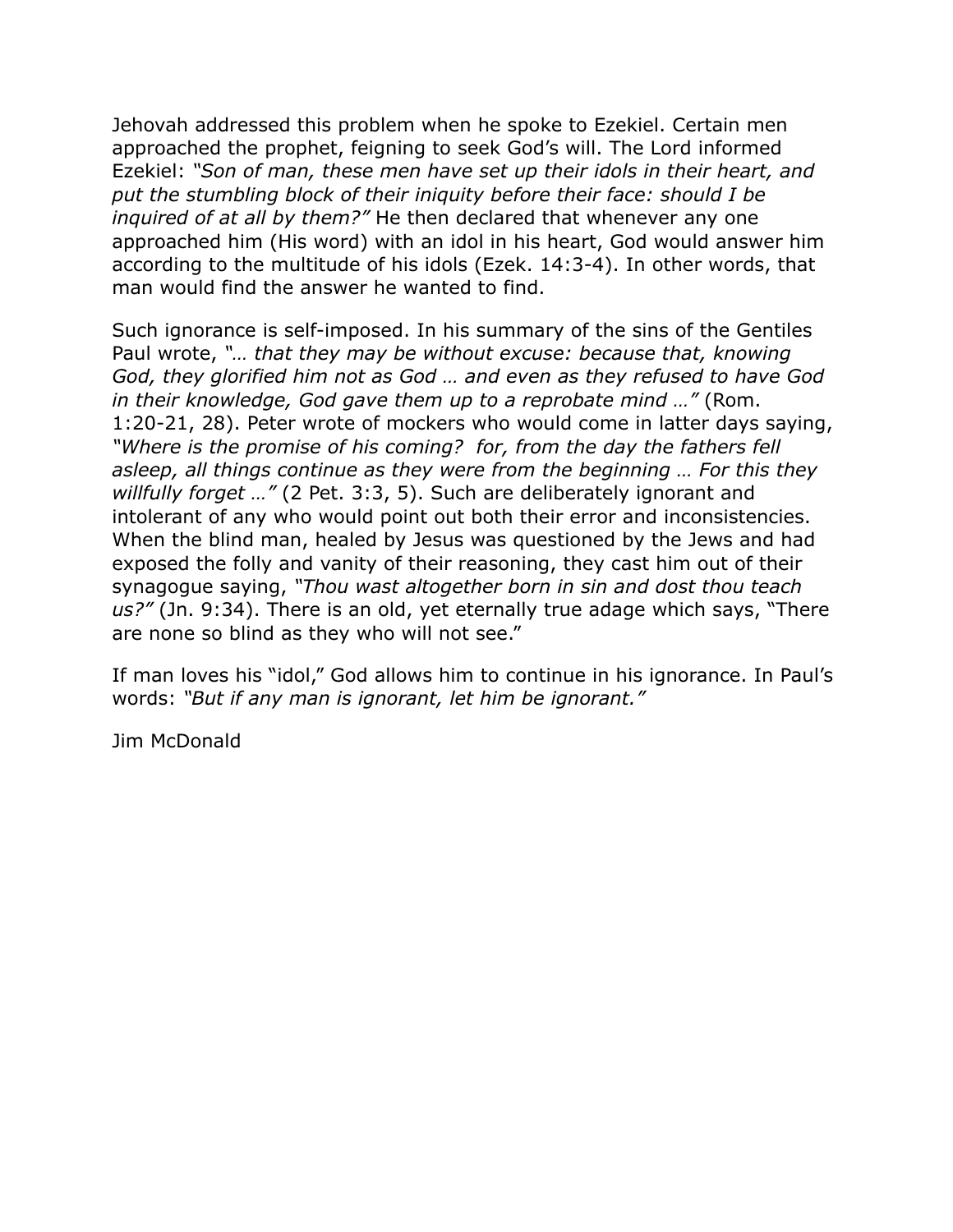Jehovah addressed this problem when he spoke to Ezekiel. Certain men approached the prophet, feigning to seek God's will. The Lord informed Ezekiel: *"Son of man, these men have set up their idols in their heart, and put the stumbling block of their iniquity before their face: should I be inquired of at all by them?"* He then declared that whenever any one approached him (His word) with an idol in his heart, God would answer him according to the multitude of his idols (Ezek. 14:3-4). In other words, that man would find the answer he wanted to find.

Such ignorance is self-imposed. In his summary of the sins of the Gentiles Paul wrote, *"… that they may be without excuse: because that, knowing God, they glorified him not as God … and even as they refused to have God in their knowledge, God gave them up to a reprobate mind …"* (Rom. 1:20-21, 28). Peter wrote of mockers who would come in latter days saying, *"Where is the promise of his coming? for, from the day the fathers fell asleep, all things continue as they were from the beginning … For this they willfully forget …"* (2 Pet. 3:3, 5). Such are deliberately ignorant and intolerant of any who would point out both their error and inconsistencies. When the blind man, healed by Jesus was questioned by the Jews and had exposed the folly and vanity of their reasoning, they cast him out of their synagogue saying, *"Thou wast altogether born in sin and dost thou teach us?"* (Jn. 9:34). There is an old, yet eternally true adage which says, "There are none so blind as they who will not see."

If man loves his "idol," God allows him to continue in his ignorance. In Paul's words: *"But if any man is ignorant, let him be ignorant."*

Jim McDonald